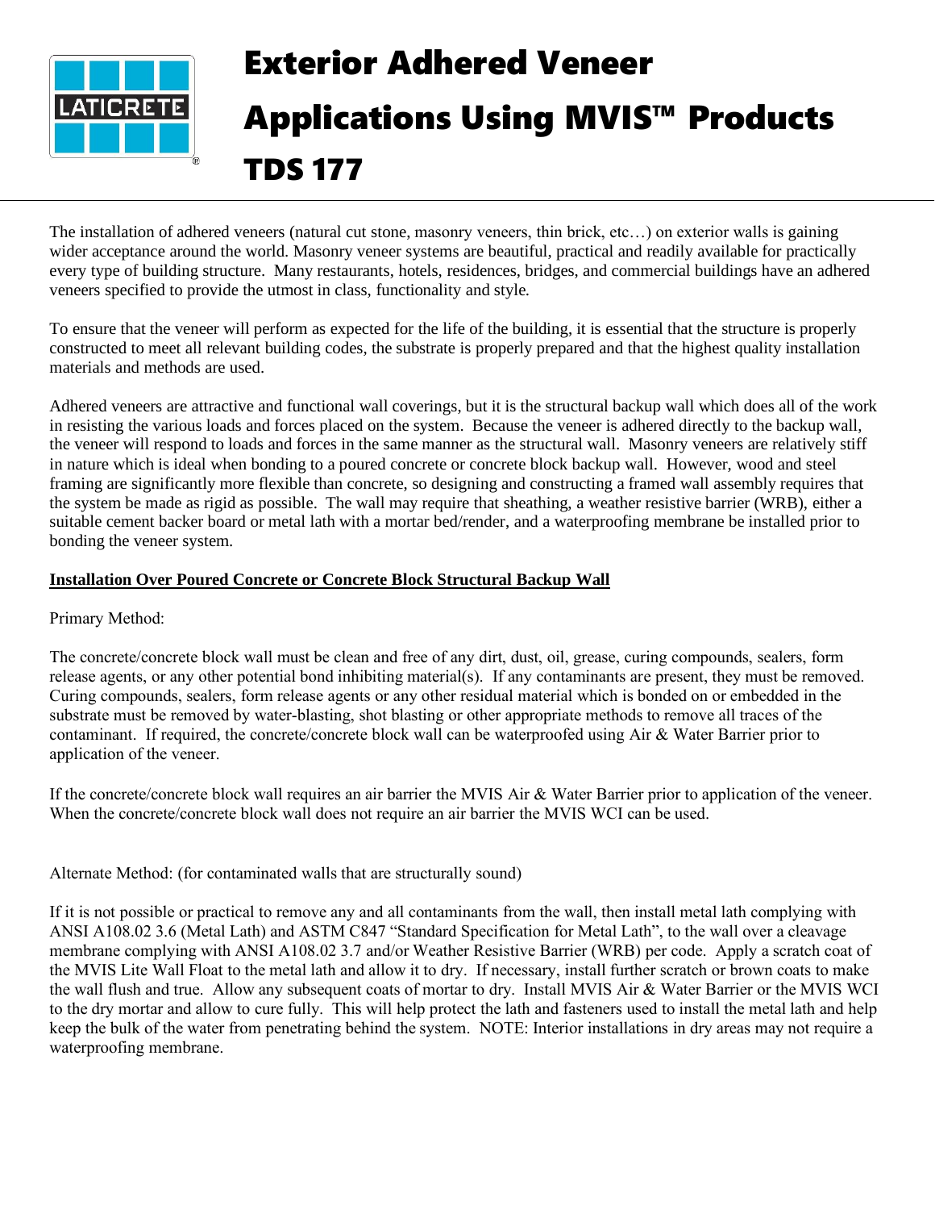# Exterior Adhered Veneer Applications Using MVIS™ Products

# TDS 177

The installation of adhered veneers (natural cut stone, masonry veneers, thin brick, etc…) on exterior walls is gaining wider acceptance around the world. Masonry veneer systems are beautiful, practical and readily available for practically every type of building structure. Many restaurants, hotels, residences, bridges, and commercial buildings have an adhered veneers specified to provide the utmost in class, functionality and style.

To ensure that the veneer will perform as expected for the life of the building, it is essential that the structure is properly constructed to meet all relevant building codes, the substrate is properly prepared and that the highest quality installation materials and methods are used.

Adhered veneers are attractive and functional wall coverings, but it is the structural backup wall which does all of the work in resisting the various loads and forces placed on the system. Because the veneer is adhered directly to the backup wall, the veneer will respond to loads and forces in the same manner as the structural wall. Masonry veneers are relatively stiff in nature which is ideal when bonding to a poured concrete or concrete block backup wall. However, wood and steel framing are significantly more flexible than concrete, so designing and constructing a framed wall assembly requires that the system be made as rigid as possible. The wall may require that sheathing, a weather resistive barrier (WRB), either a suitable cement backer board or metal lath with a mortar bed/render, and a waterproofing membrane be installed prior to bonding the veneer system.

**Installation Over Poured Concrete or Concrete Block Structural Backup Wall**

Primary Method:

The concrete/concrete block wall must be clean and free of any dirt, dust, oil, grease, curing compounds, sealers, form release agents, or any other potential bond inhibiting material(s). If any contaminants are present, they must be removed. Curing compounds, sealers, form release agents or any other residual material which is bonded on or embedded in the substrate must be removed by water-blasting, shot blasting or other appropriate methods to remove all traces of the contaminant. If required, the concrete/concrete block wall can be waterproofed using Air & Water Barrier prior to application of the veneer.

If the concrete/concrete block wall requires an air barrier the MVIS Air & Water Barrier prior to application of the veneer. When the concrete/concrete block wall does not require an air barrier the MVIS WCI can be used.

Alternate Method: (for contaminated walls that are structurally sound)

If it is not possible or practical to remove any and all contaminants from the wall, then install metal lath complying with ANSI A108.02 3.6 (Metal Lath) and ASTM C847 "Standard Specification for Metal Lath", to the wall over a cleavage membrane complying with ANSI A108.02 3.7 and/or Weather Resistive Barrier (WRB) per code. Apply a scratch coat of the MVIS Lite Wall Float to the metal lath and allow it to dry. If necessary, install further scratch or brown coats to make the wall flush and true. Allow any subsequent coats of mortar to dry. Install MVIS Air & Water Barrier or the MVIS WCI to the dry mortar and allow to cure fully. This will help protect the lath and fasteners used to install the metal lath and help keep the bulk of the water from penetrating behind the system. NOTE: Interior installations in dry areas may not require a waterproofing membrane.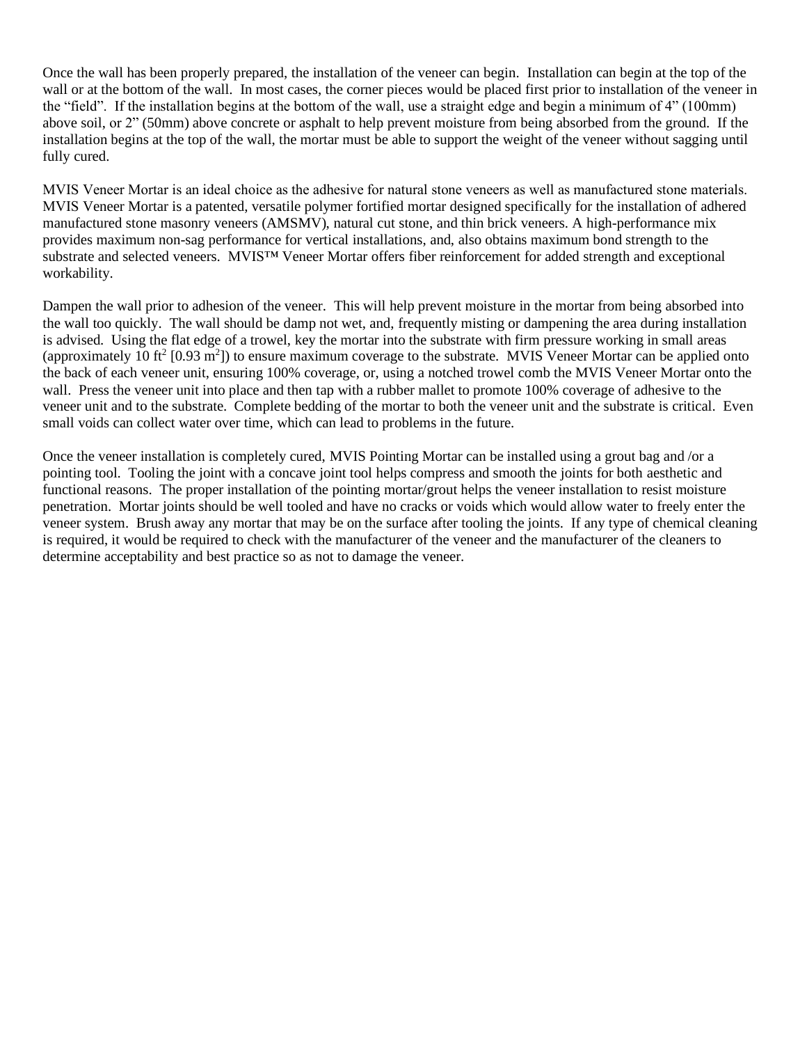Once the wall has been properly prepared, the installation of the veneer can begin. Installation can begin at the top of the wall or at the bottom of the wall. In most cases, the corner pieces would be placed first prior to installation of the veneer in the "field". If the installation begins at the bottom of the wall, use a straight edge and begin a minimum of 4" (100mm) above soil, or 2" (50mm) above concrete or asphalt to help prevent moisture from being absorbed from the ground. If the installation begins at the top of the wall, the mortar must be able to support the weight of the veneer without sagging until fully cured.

MVIS Veneer Mortar is an ideal choice as the adhesive for natural stone veneers as well as manufactured stone materials. MVIS Veneer Mortar is a patented, versatile polymer fortified mortar designed specifically for the installation of adhered manufactured stone masonry veneers (AMSMV), natural cut stone, and thin brick veneers. A high-performance mix provides maximum non-sag performance for vertical installations, and, also obtains maximum bond strength to the substrate and selected veneers. MVIS™ Veneer Mortar offers fiber reinforcement for added strength and exceptional workability.

Dampen the wall prior to adhesion of the veneer. This will help prevent moisture in the mortar from being absorbed into the wall too quickly. The wall should be damp not wet, and, frequently misting or dampening the area during installation is advised. Using the flat edge of a trowel, key the mortar into the substrate with firm pressure working in small areas (approximately 10 $ft^2$ [0.93 $m^2$]) to ensure maximum coverage to the substrate. MVIS Veneer Mortar can be applied onto the back of each veneer unit, ensuring 100% coverage, or, using a notched trowel comb the MVIS Veneer Mortar onto the wall. Press the veneer unit into place and then tap with a rubber mallet to promote 100% coverage of adhesive to the veneer unit and to the substrate. Complete bedding of the mortar to both the veneer unit and the substrate is critical. Even small voids can collect water over time, which can lead to problems in the future.

Once the veneer installation is completely cured, MVIS Pointing Mortar can be installed using a grout bag and /or a pointing tool. Tooling the joint with a concave joint tool helps compress and smooth the joints for both aesthetic and functional reasons. The proper installation of the pointing mortar/grout helps the veneer installation to resist moisture penetration. Mortar joints should be well tooled and have no cracks or voids which would allow water to freely enter the veneer system. Brush away any mortar that may be on the surface after tooling the joints. If any type of chemical cleaning is required, it would be required to check with the manufacturer of the veneer and the manufacturer of the cleaners to determine acceptability and best practice so as not to damage the veneer.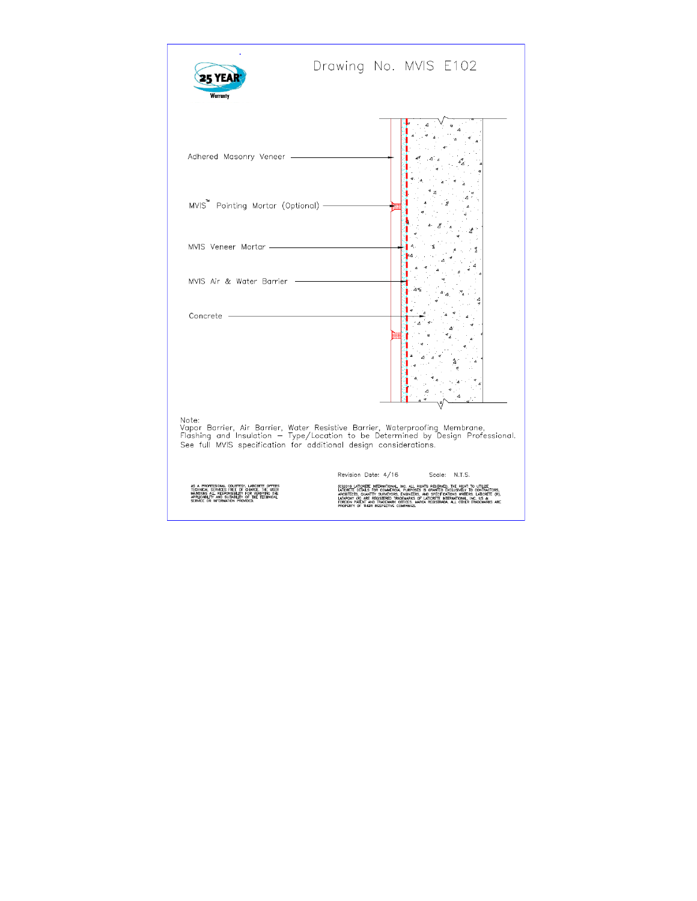# Drawing No. MVIS E102

25 YEAR Warranty

Adhered Masonry Veneer

MVIS™ Pointing Mortar (Optional)

MVIS Veneer Mortar

MVIS Air & Water Barrier

Concrete

Note:
Vapor Barrier, Air Barrier, Water Resistive Barrier, Waterproofing Membrane, Flashing and Insulation – Type/Location to be Determined by Design Professional. See full MVIS specification for additional design considerations.

Revision Date: 4/16 Scale: N.T.S.

AS A PROFESSIONAL COURTESY, LATICRETE OFFERS TECHNICAL SERVICES FREE OF CHARGE. THE USER MAINTAINS ALL RESPONSIBILITY FOR VERIFYING THE APPLICABILITY AND SUITABILITY OF THE TECHNICAL SERVICE OR INFORMATION PROVIDED.

(C)2016 LATICRETE INTERNATIONAL, INC. ALL RIGHTS RESERVED. THE RIGHT TO UTILIZE LATICRETE DETAILS FOR COMMERCIAL PURPOSES IS GRANTED EXCLUSIVELY TO CONTRACTORS, ARCHITECTS, QUANTITY SURVEYORS, ENGINEERS, AND SPECIFICATIONS WRITERS. LATICRETE (R), LATAPOXY (R) ARE REGISTERED TRADEMARKS OF LATICRETE INTERNATIONAL, INC. US & FOREIGN PATENT AND TRADEMARK OFFICES. MARCA REGISTRADA. ALL OTHER TRADEMARKS ARE PROPERTY OF THEIR RESPECTIVE COMPANIES.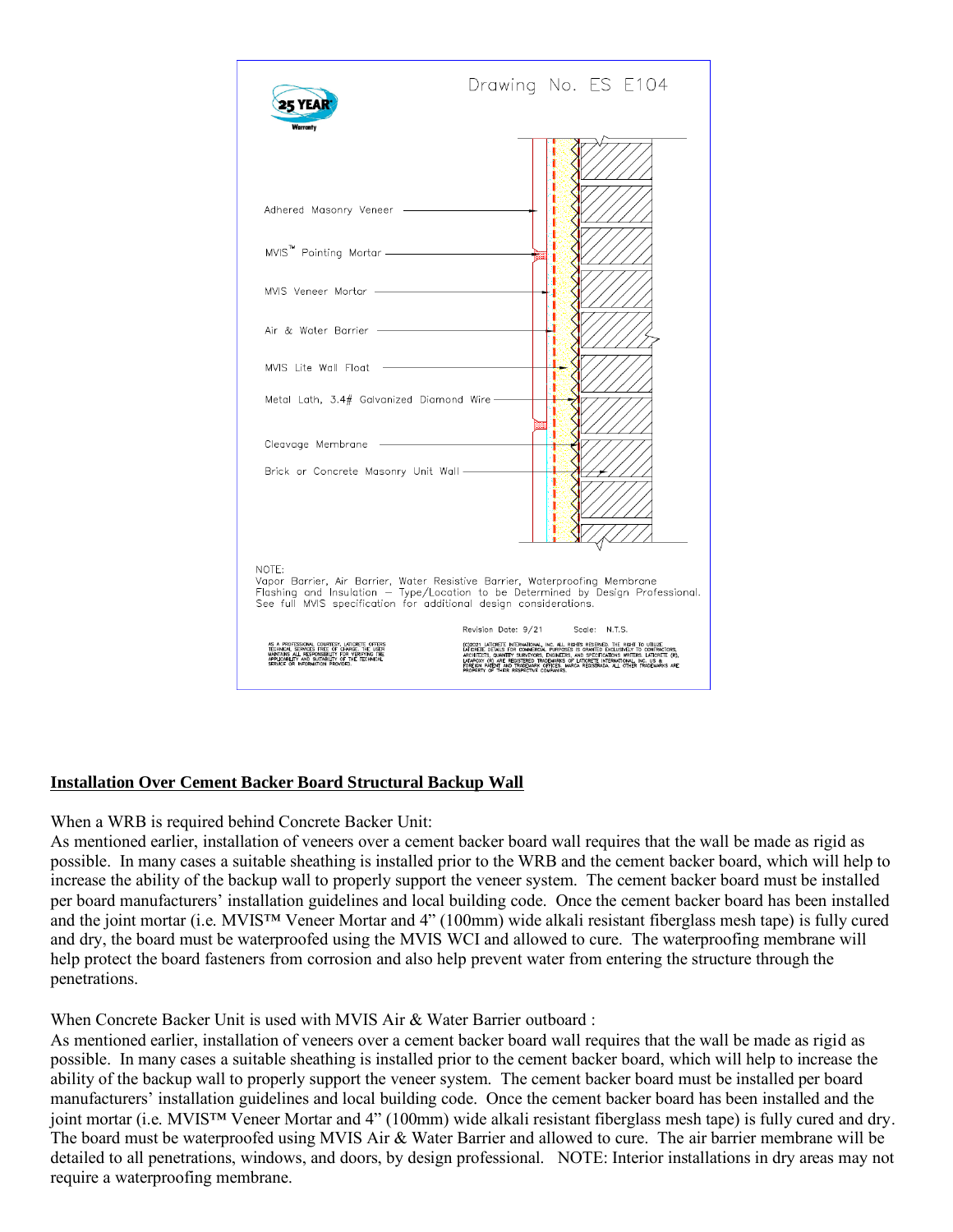Drawing No. ES E104

25 YEAR Warranty

Adhered Masonry Veneer

MVIS™ Pointing Mortar

MVIS Veneer Mortar

Air & Water Barrier

MVIS Lite Wall Float

Metal Lath, 3.4# Galvanized Diamond Wire

Cleavage Membrane

Brick or Concrete Masonry Unit Wall

NOTE:
Vapor Barrier, Air Barrier, Water Resistive Barrier, Waterproofing Membrane Flashing and Insulation – Type/Location to be Determined by Design Professional. See full MVIS specification for additional design considerations.

Revision Date: 9/21 Scale: N.T.S.

AS A PROFESSIONAL COURTESY, LATICRETE OFFERS TECHNICAL SERVICES FREE OF CHARGE. THE USER MAINTAINS ALL RESPONSIBILITY FOR VERIFYING THE APPLICABILITY AND SUITABILITY OF THE TECHNICAL SERVICE OR INFORMATION PROVIDED.

©2021 LATICRETE INTERNATIONAL, INC. ALL RIGHTS RESERVED. THE RIGHT TO UTILIZE LATICRETE DETAILS FOR COMMERCIAL PURPOSES IS GRANTED EXCLUSIVELY TO CONTRACTORS, ARCHITECTS, QUANTITY SURVEYORS, ENGINEERS, AND SPECIFICATIONS WRITERS. LATICRETE (R), LATAPOXY (R) ARE REGISTERED TRADEMARKS OF LATICRETE INTERNATIONAL, INC. US & FOREIGN PATENT AND TRADEMARK OFFICES. MARCA REGISTRADA. ALL OTHER TRADEMARKS ARE PROPERTY OF THEIR RESPECTIVE COMPANIES.

**Installation Over Cement Backer Board Structural Backup Wall**

When a WRB is required behind Concrete Backer Unit:
As mentioned earlier, installation of veneers over a cement backer board wall requires that the wall be made as rigid as possible. In many cases a suitable sheathing is installed prior to the WRB and the cement backer board, which will help to increase the ability of the backup wall to properly support the veneer system. The cement backer board must be installed per board manufacturers' installation guidelines and local building code. Once the cement backer board has been installed and the joint mortar (i.e. MVIS™ Veneer Mortar and 4" (100mm) wide alkali resistant fiberglass mesh tape) is fully cured and dry, the board must be waterproofed using the MVIS WCI and allowed to cure. The waterproofing membrane will help protect the board fasteners from corrosion and also help prevent water from entering the structure through the penetrations.

When Concrete Backer Unit is used with MVIS Air & Water Barrier outboard :
As mentioned earlier, installation of veneers over a cement backer board wall requires that the wall be made as rigid as possible. In many cases a suitable sheathing is installed prior to the cement backer board, which will help to increase the ability of the backup wall to properly support the veneer system. The cement backer board must be installed per board manufacturers' installation guidelines and local building code. Once the cement backer board has been installed and the joint mortar (i.e. MVIS™ Veneer Mortar and 4" (100mm) wide alkali resistant fiberglass mesh tape) is fully cured and dry. The board must be waterproofed using MVIS Air & Water Barrier and allowed to cure. The air barrier membrane will be detailed to all penetrations, windows, and doors, by design professional. NOTE: Interior installations in dry areas may not require a waterproofing membrane.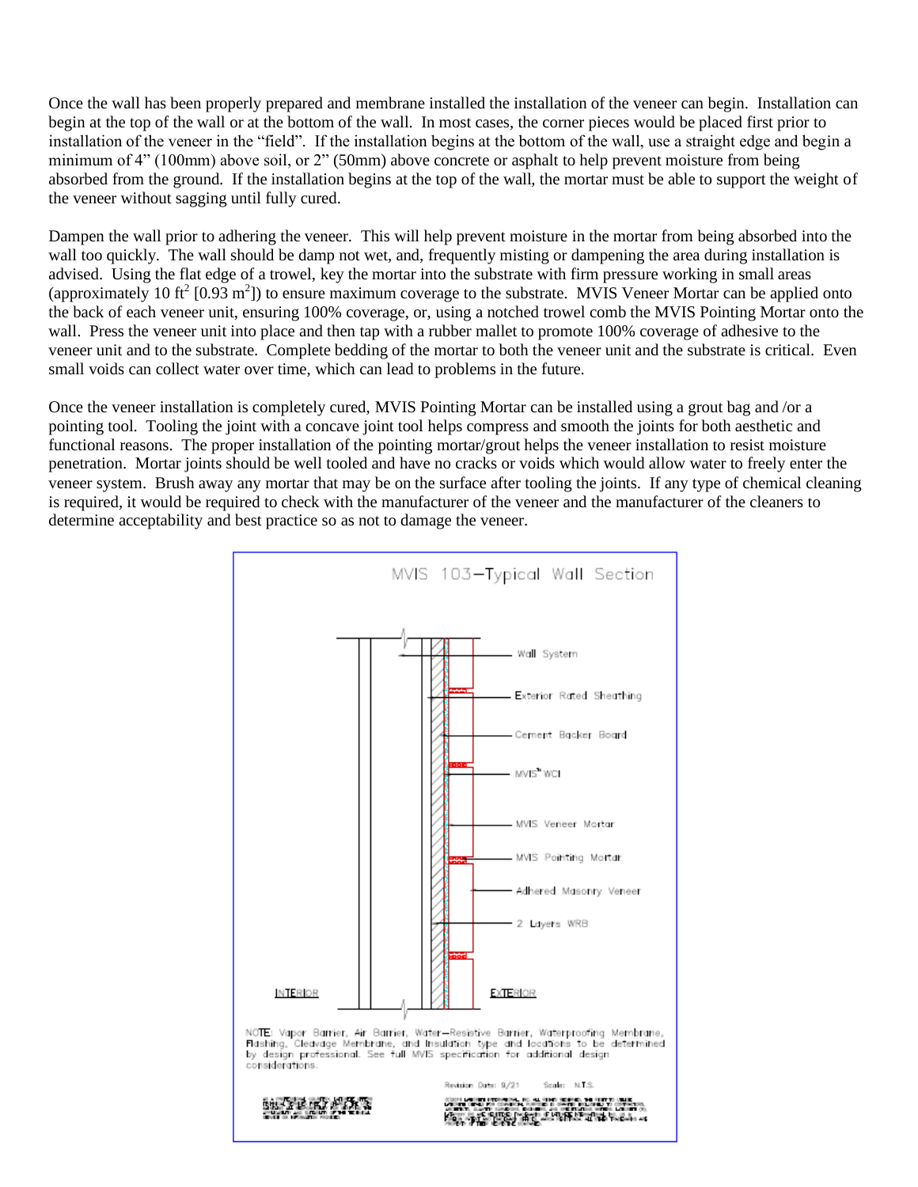Once the wall has been properly prepared and membrane installed the installation of the veneer can begin. Installation can begin at the top of the wall or at the bottom of the wall. In most cases, the corner pieces would be placed first prior to installation of the veneer in the "field". If the installation begins at the bottom of the wall, use a straight edge and begin a minimum of 4" (100mm) above soil, or 2" (50mm) above concrete or asphalt to help prevent moisture from being absorbed from the ground. If the installation begins at the top of the wall, the mortar must be able to support the weight of the veneer without sagging until fully cured.

Dampen the wall prior to adhering the veneer. This will help prevent moisture in the mortar from being absorbed into the wall too quickly. The wall should be damp not wet, and, frequently misting or dampening the area during installation is advised. Using the flat edge of a trowel, key the mortar into the substrate with firm pressure working in small areas (approximately 10 $ft^2$ [0.93 $m^2$]) to ensure maximum coverage to the substrate. MVIS Veneer Mortar can be applied onto the back of each veneer unit, ensuring 100% coverage, or, using a notched trowel comb the MVIS Pointing Mortar onto the wall. Press the veneer unit into place and then tap with a rubber mallet to promote 100% coverage of adhesive to the veneer unit and to the substrate. Complete bedding of the mortar to both the veneer unit and the substrate is critical. Even small voids can collect water over time, which can lead to problems in the future.

Once the veneer installation is completely cured, MVIS Pointing Mortar can be installed using a grout bag and /or a pointing tool. Tooling the joint with a concave joint tool helps compress and smooth the joints for both aesthetic and functional reasons. The proper installation of the pointing mortar/grout helps the veneer installation to resist moisture penetration. Mortar joints should be well tooled and have no cracks or voids which would allow water to freely enter the veneer system. Brush away any mortar that may be on the surface after tooling the joints. If any type of chemical cleaning is required, it would be required to check with the manufacturer of the veneer and the manufacturer of the cleaners to determine acceptability and best practice so as not to damage the veneer.

MVIS 103–Typical Wall Section

- Wall System
- Exterior Rated Sheathing
- Cement Backer Board
- MVIS™ WCI
- MVIS Veneer Mortar
- MVIS Pointing Mortar
- Adhered Masonry Veneer
- 2 Layers WRB

INTERIOR — EXTERIOR

NOTE: Vapor Barrier, Air Barrier, Water-Resistive Barrier, Waterproofing Membrane, Flashing, Cleavage Membrane, and Insulation type and locations to be determined by design professional. See full MVIS specification for additional design considerations.

Revision Date: 9/21 Scale: N.T.S.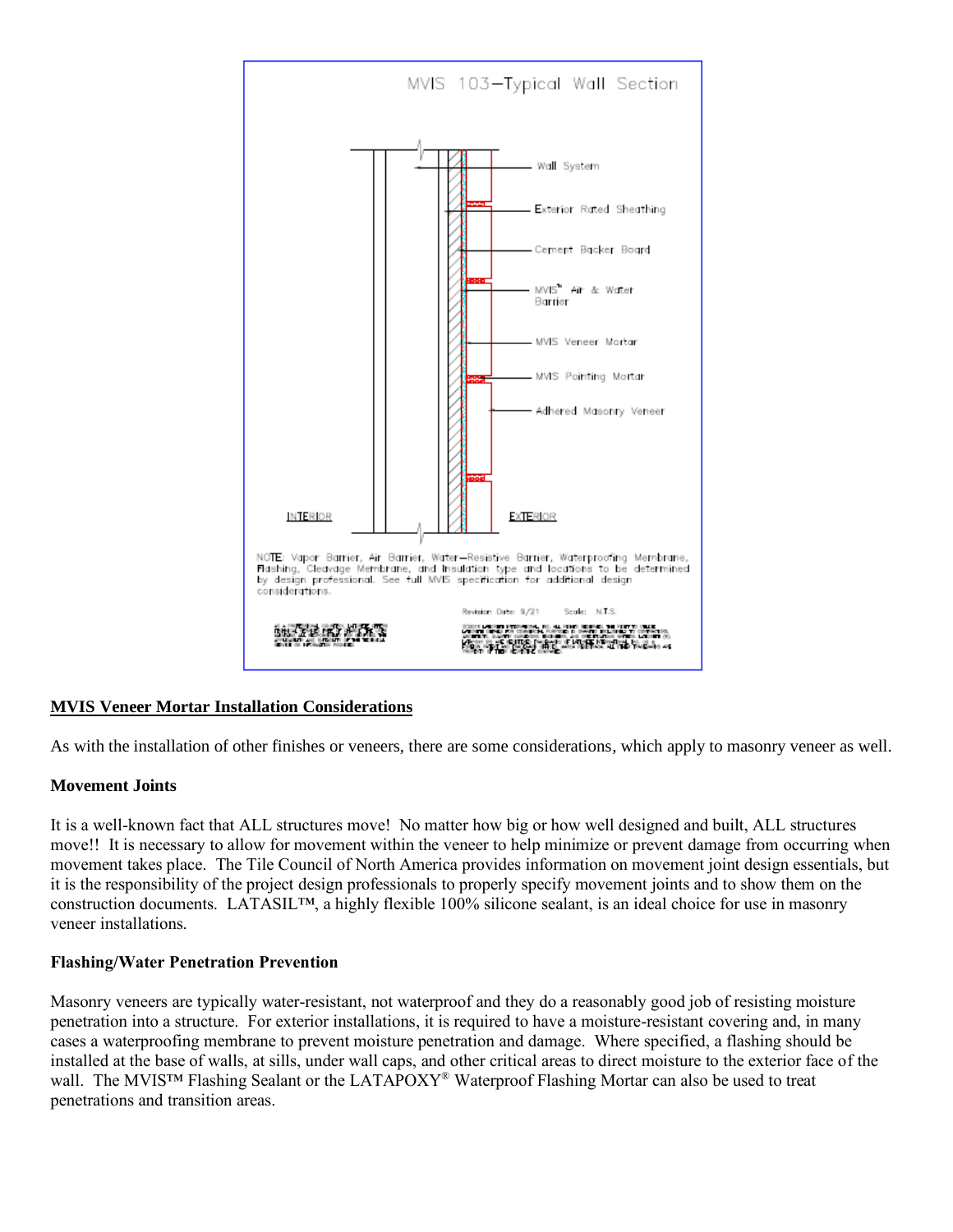MVIS 103–Typical Wall Section

Wall System

Exterior Rated Sheathing

Cement Backer Board

MVIS™ Air & Water Barrier

MVIS Veneer Mortar

MVIS Pointing Mortar

Adhered Masonry Veneer

INTERIOR

EXTERIOR

NOTE: Vapor Barrier, Air Barrier, Water–Resistive Barrier, Waterproofing Membrane, Flashing, Cleavage Membrane, and Insulation type and locations to be determined by design professional. See full MVIS specification for additional design considerations.

Revision Date: 9/21 Scale: N.T.S.

## MVIS Veneer Mortar Installation Considerations

As with the installation of other finishes or veneers, there are some considerations, which apply to masonry veneer as well.

### Movement Joints

It is a well-known fact that ALL structures move! No matter how big or how well designed and built, ALL structures move!! It is necessary to allow for movement within the veneer to help minimize or prevent damage from occurring when movement takes place. The Tile Council of North America provides information on movement joint design essentials, but it is the responsibility of the project design professionals to properly specify movement joints and to show them on the construction documents. LATASIL™, a highly flexible 100% silicone sealant, is an ideal choice for use in masonry veneer installations.

### Flashing/Water Penetration Prevention

Masonry veneers are typically water-resistant, not waterproof and they do a reasonably good job of resisting moisture penetration into a structure. For exterior installations, it is required to have a moisture-resistant covering and, in many cases a waterproofing membrane to prevent moisture penetration and damage. Where specified, a flashing should be installed at the base of walls, at sills, under wall caps, and other critical areas to direct moisture to the exterior face of the wall. The MVIS™ Flashing Sealant or the LATAPOXY® Waterproof Flashing Mortar can also be used to treat penetrations and transition areas.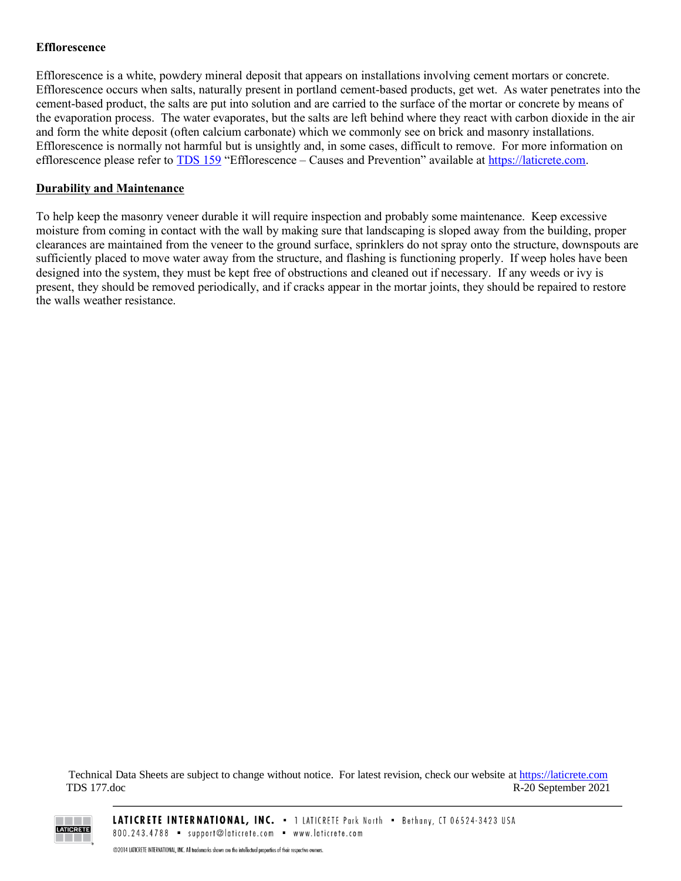**Efflorescence**

Efflorescence is a white, powdery mineral deposit that appears on installations involving cement mortars or concrete. Efflorescence occurs when salts, naturally present in portland cement-based products, get wet. As water penetrates into the cement-based product, the salts are put into solution and are carried to the surface of the mortar or concrete by means of the evaporation process. The water evaporates, but the salts are left behind where they react with carbon dioxide in the air and form the white deposit (often calcium carbonate) which we commonly see on brick and masonry installations. Efflorescence is normally not harmful but is unsightly and, in some cases, difficult to remove. For more information on efflorescence please refer to TDS 159 "Efflorescence – Causes and Prevention" available at https://laticrete.com.

**Durability and Maintenance**

To help keep the masonry veneer durable it will require inspection and probably some maintenance. Keep excessive moisture from coming in contact with the wall by making sure that landscaping is sloped away from the building, proper clearances are maintained from the veneer to the ground surface, sprinklers do not spray onto the structure, downspouts are sufficiently placed to move water away from the structure, and flashing is functioning properly. If weep holes have been designed into the system, they must be kept free of obstructions and cleaned out if necessary. If any weeds or ivy is present, they should be removed periodically, and if cracks appear in the mortar joints, they should be repaired to restore the walls weather resistance.

Technical Data Sheets are subject to change without notice. For latest revision, check our website at https://laticrete.com

TDS 177.doc R-20 September 2021